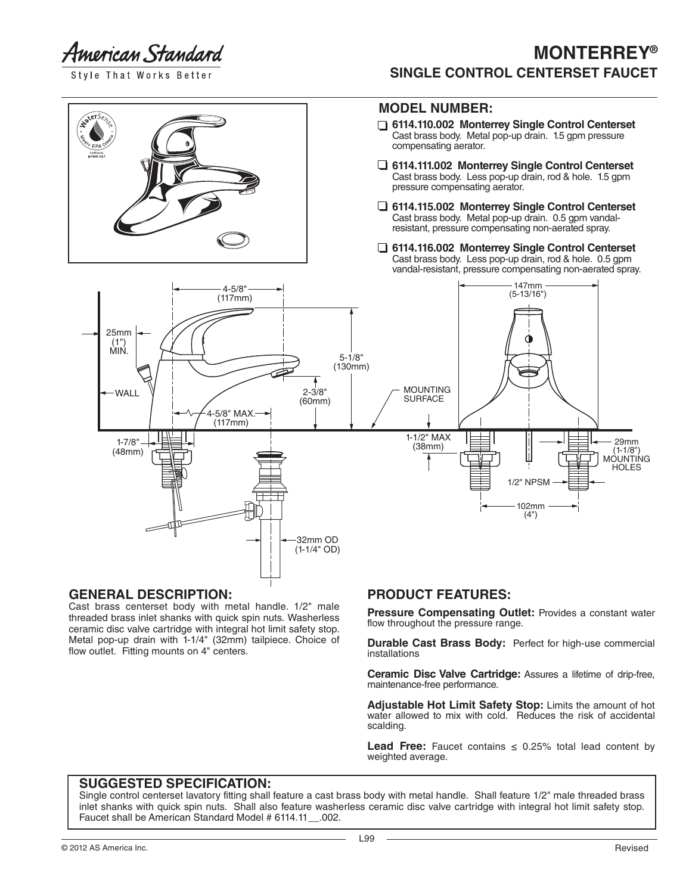American Standard

Style That Works Better

# MONTERREY®

## SINGLE CONTROL CENTERSET FAUCET

### MODEL NUMBER:

- ☐ **6114.110.002 Monterrey Single Control Centerset**
  Cast brass body. Metal pop-up drain. 1.5 gpm pressure compensating aerator.
- ☐ **6114.111.002 Monterrey Single Control Centerset**
  Cast brass body. Less pop-up drain, rod & hole. 1.5 gpm pressure compensating aerator.
- ☐ **6114.115.002 Monterrey Single Control Centerset**
  Cast brass body. Metal pop-up drain. 0.5 gpm vandal-resistant, pressure compensating non-aerated spray.
- ☐ **6114.116.002 Monterrey Single Control Centerset**
  Cast brass body. Less pop-up drain, rod & hole. 0.5 gpm vandal-resistant, pressure compensating non-aerated spray.

4-5/8" (117mm)

25mm (1") MIN.

WALL

5-1/8" (130mm)

2-3/8" (60mm)

4-5/8" MAX. (117mm)

1-7/8" (48mm)

32mm OD (1-1/4" OD)

147mm (5-13/16")

MOUNTING SURFACE

1-1/2" MAX (38mm)

29mm (1-1/8") MOUNTING HOLES

1/2" NPSM

102mm (4")

### GENERAL DESCRIPTION:

Cast brass centerset body with metal handle. 1/2" male threaded brass inlet shanks with quick spin nuts. Washerless ceramic disc valve cartridge with integral hot limit safety stop. Metal pop-up drain with 1-1/4" (32mm) tailpiece. Choice of flow outlet. Fitting mounts on 4" centers.

### PRODUCT FEATURES:

**Pressure Compensating Outlet:** Provides a constant water flow throughout the pressure range.

**Durable Cast Brass Body:** Perfect for high-use commercial installations

**Ceramic Disc Valve Cartridge:** Assures a lifetime of drip-free, maintenance-free performance.

**Adjustable Hot Limit Safety Stop:** Limits the amount of hot water allowed to mix with cold. Reduces the risk of accidental scalding.

**Lead Free:** Faucet contains ≤ 0.25% total lead content by weighted average.

### SUGGESTED SPECIFICATION:

Single control centerset lavatory fitting shall feature a cast brass body with metal handle. Shall feature 1/2" male threaded brass inlet shanks with quick spin nuts. Shall also feature washerless ceramic disc valve cartridge with integral hot limit safety stop. Faucet shall be American Standard Model # 6114.11__.002.

L99

© 2012 AS America Inc. Revised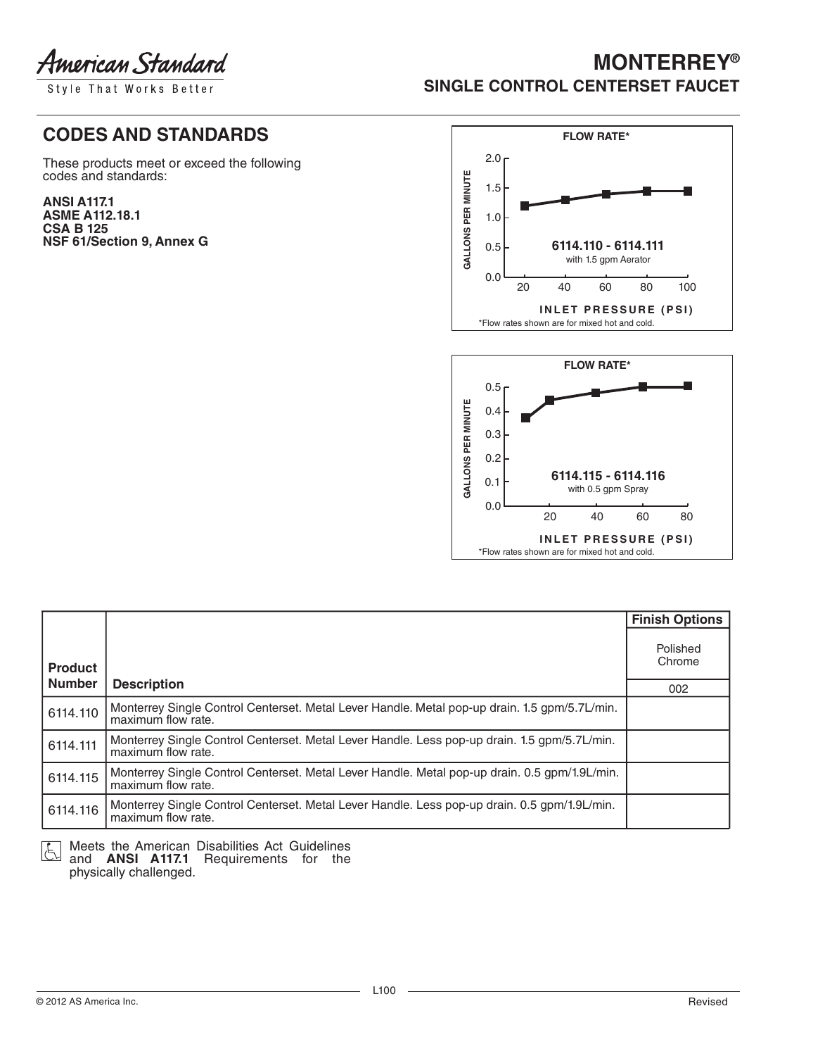American Standard
Style That Works Better

# MONTERREY®
## SINGLE CONTROL CENTERSET FAUCET

## CODES AND STANDARDS

These products meet or exceed the following codes and standards:

**ANSI A117.1**
**ASME A112.18.1**
**CSA B 125**
**NSF 61/Section 9, Annex G**

FLOW RATE*
GALLONS PER MINUTE
2.0
1.5
1.0
0.5
0.0
20 40 60 80 100
INLET PRESSURE (PSI)
**6114.110 - 6114.111**
with 1.5 gpm Aerator
*Flow rates shown are for mixed hot and cold.

FLOW RATE*
GALLONS PER MINUTE
0.5
0.4
0.3
0.2
0.1
0.0
20 40 60 80
INLET PRESSURE (PSI)
**6114.115 - 6114.116**
with 0.5 gpm Spray
*Flow rates shown are for mixed hot and cold.

| Product Number | Description | Finish Options |
|---|---|---|
| | | Polished Chrome |
| | | 002 |
| 6114.110 | Monterrey Single Control Centerset. Metal Lever Handle. Metal pop-up drain. 1.5 gpm/5.7L/min. maximum flow rate. | |
| 6114.111 | Monterrey Single Control Centerset. Metal Lever Handle. Less pop-up drain. 1.5 gpm/5.7L/min. maximum flow rate. | |
| 6114.115 | Monterrey Single Control Centerset. Metal Lever Handle. Metal pop-up drain. 0.5 gpm/1.9L/min. maximum flow rate. | |
| 6114.116 | Monterrey Single Control Centerset. Metal Lever Handle. Less pop-up drain. 0.5 gpm/1.9L/min. maximum flow rate. | |

Meets the American Disabilities Act Guidelines and **ANSI A117.1** Requirements for the physically challenged.

L100

© 2012 AS America Inc.

Revised